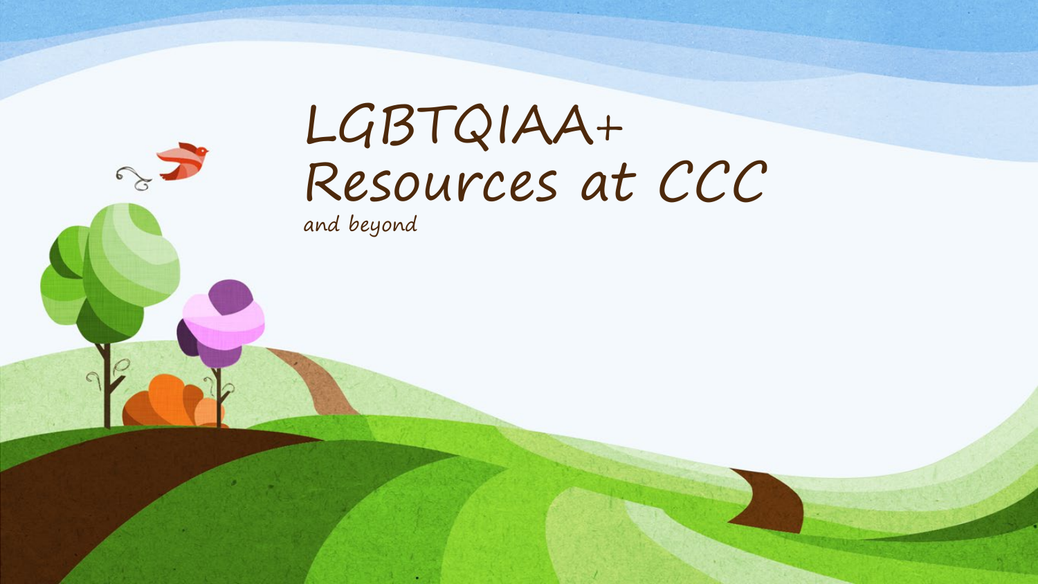# LGBTQIAA+ Resources at CCC

and beyond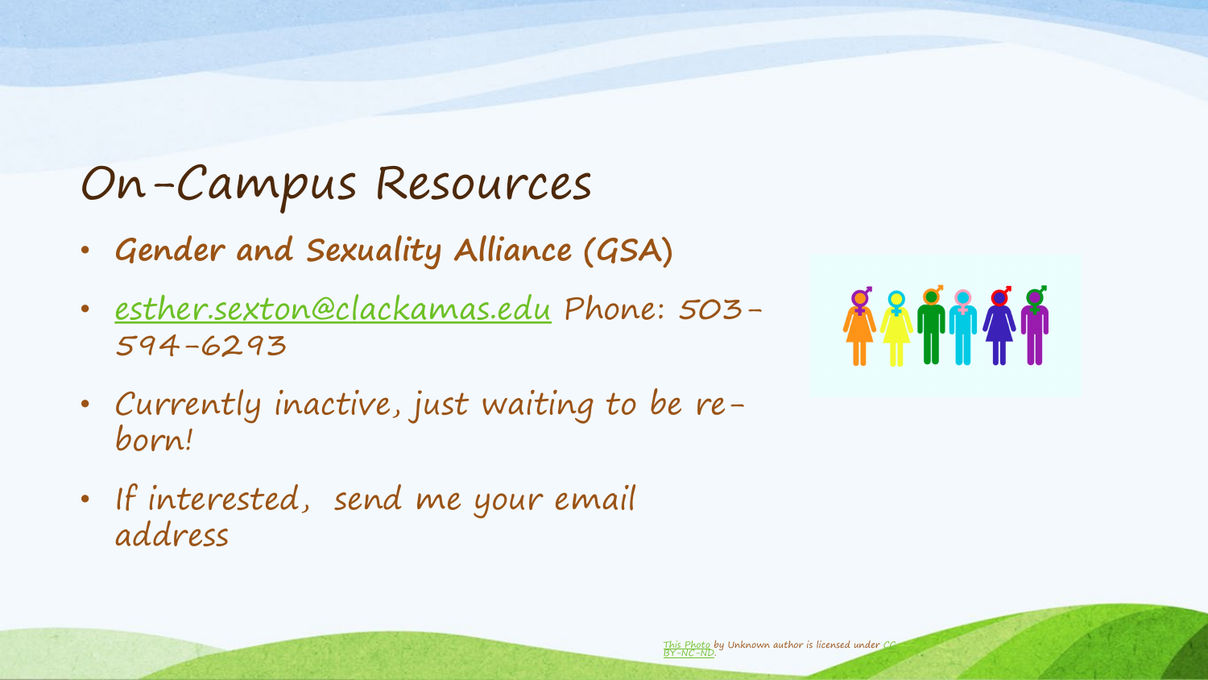# On-Campus Resources

- **Gender and Sexuality Alliance (GSA)**
- [esther.sexton@clackamas.edu](mailto:esther.sexton@clackamas.edu) Phone: 503-594-6293
- Currently inactive, just waiting to be re-born!
- If interested, send me your email address

This Photo by Unknown author is licensed under CC BY-NC-ND.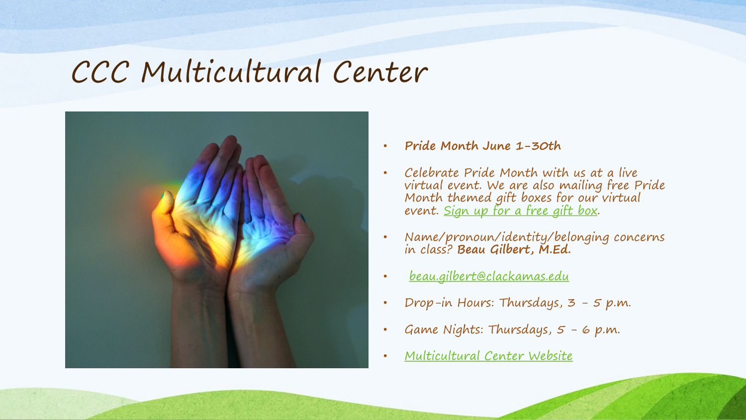# CCC Multicultural Center

- **Pride Month June 1-30th**
- Celebrate Pride Month with us at a live virtual event. We are also mailing free Pride Month themed gift boxes for our virtual event. Sign up for a free gift box.
- Name/pronoun/identity/belonging concerns in class? **Beau Gilbert, M.Ed.**
- beau.gilbert@clackamas.edu
- Drop-in Hours: Thursdays, 3 - 5 p.m.
- Game Nights: Thursdays, 5 - 6 p.m.
- Multicultural Center Website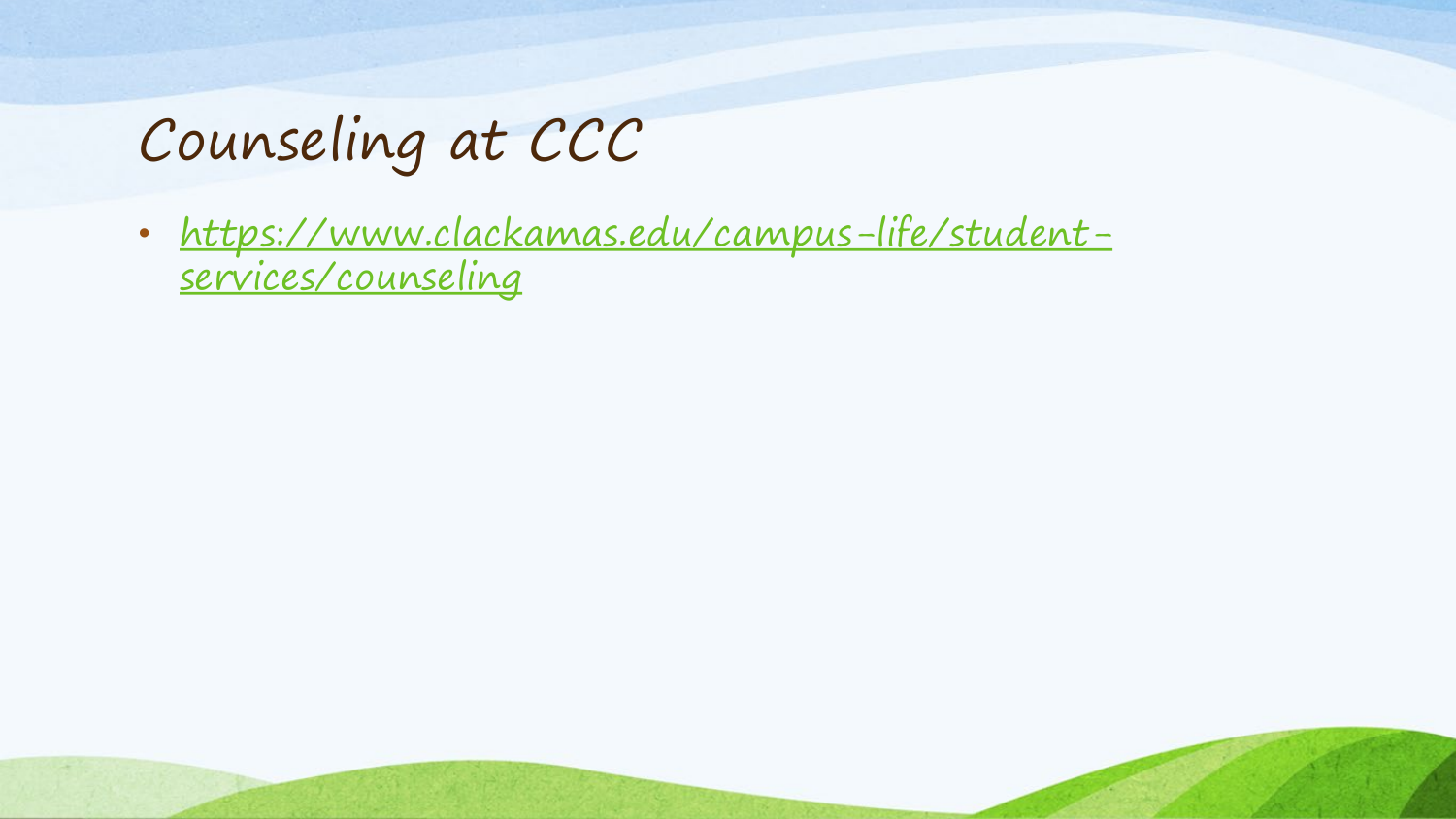# Counseling at CCC

- [https://www.clackamas.edu/campus-life/student-services/counseling](https://www.clackamas.edu/campus-life/student-services/counseling)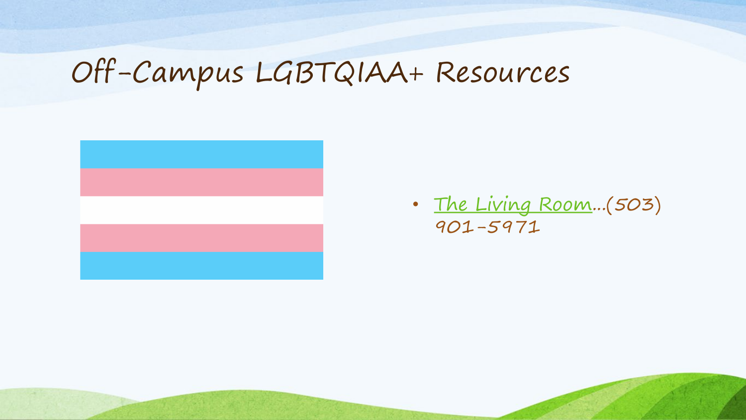# Off-Campus LGBTQIAA+ Resources

- The Living Room...(503) 901-5971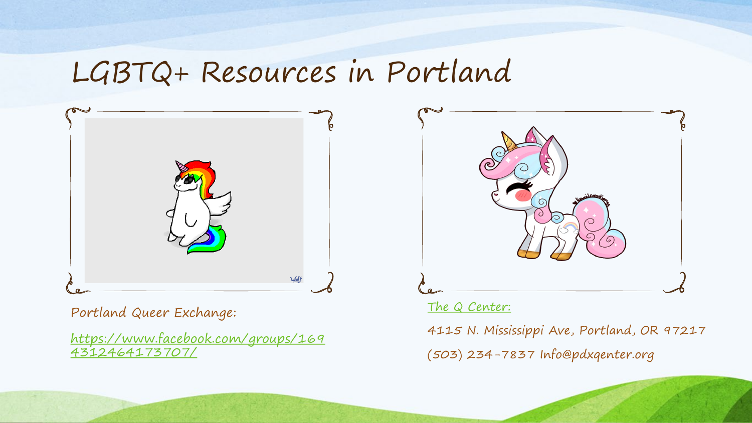# LGBTQ+ Resources in Portland

Portland Queer Exchange:

https://www.facebook.com/groups/1694312464173707/

The Q Center:

4115 N. Mississippi Ave, Portland, OR 97217

(503) 234-7837 Info@pdxqenter.org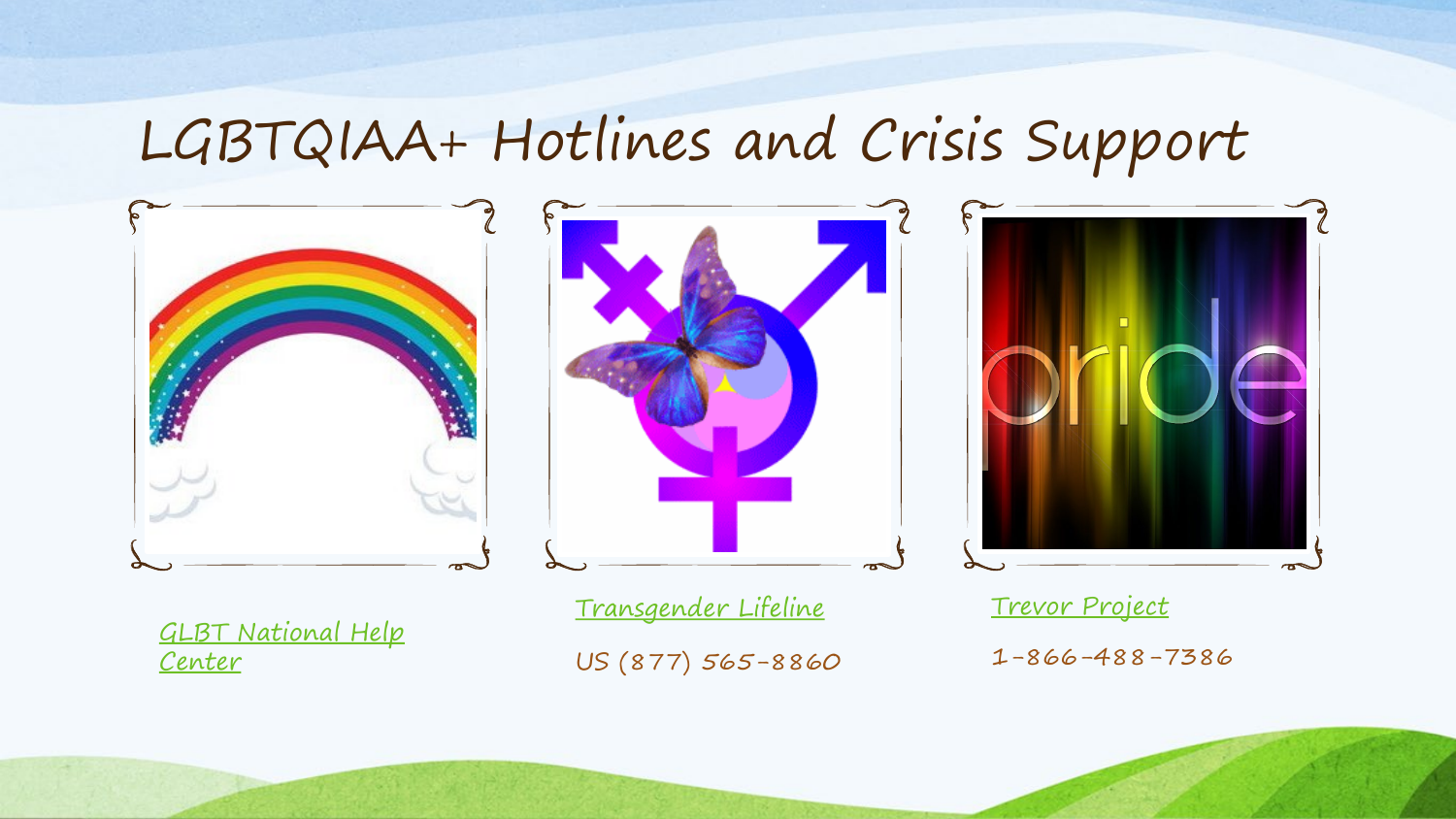# LGBTQIAA+ Hotlines and Crisis Support

GLBT National Help Center

Transgender Lifeline

US (877) 565-8860

Trevor Project

1-866-488-7386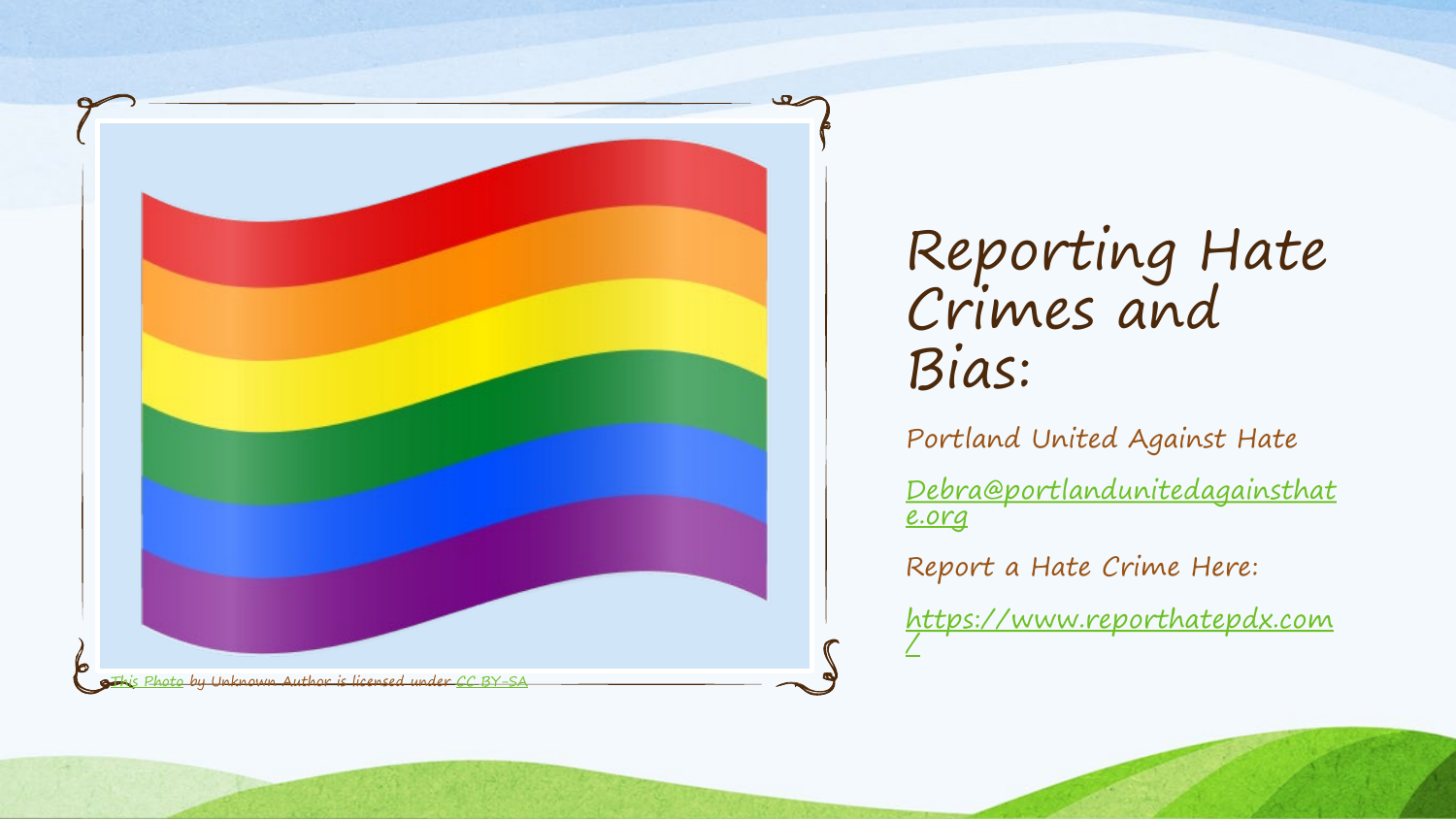This Photo by Unknown Author is licensed under CC BY-SA

# Reporting Hate Crimes and Bias:

Portland United Against Hate

Debra@portlandunitedagainsthate.org

Report a Hate Crime Here:

https://www.reporthatepdx.com/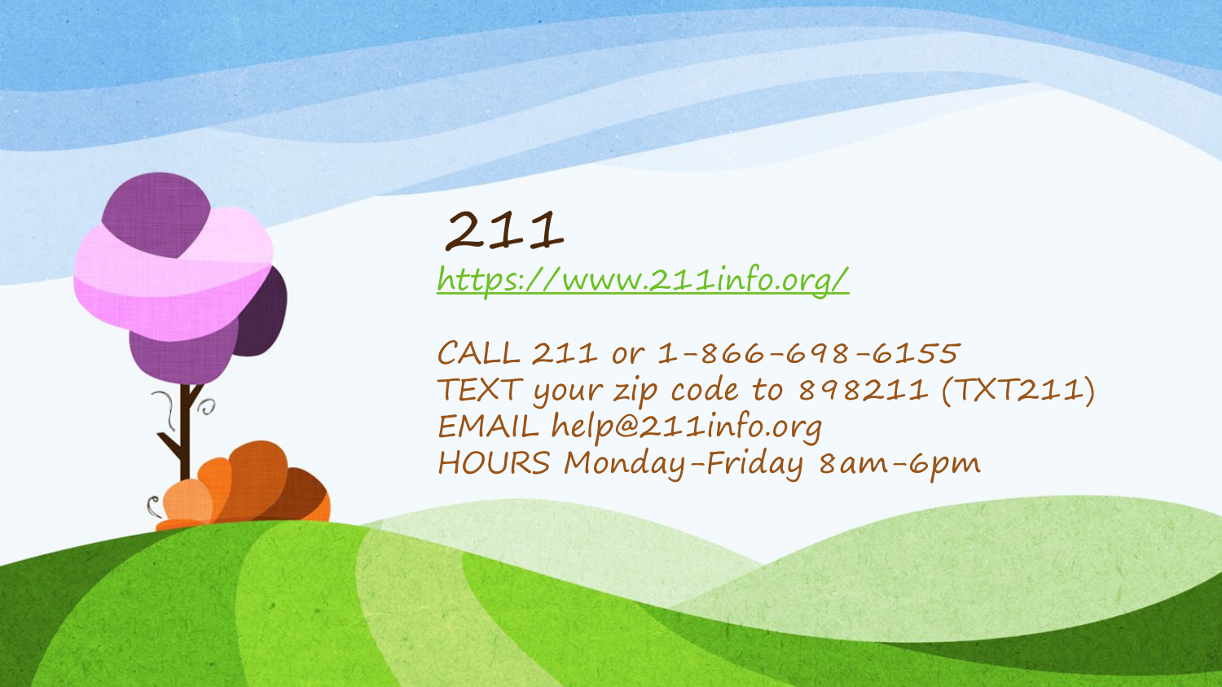# 211

https://www.211info.org/

CALL 211 or 1-866-698-6155
TEXT your zip code to 898211 (TXT211)
EMAIL help@211info.org
HOURS Monday-Friday 8am-6pm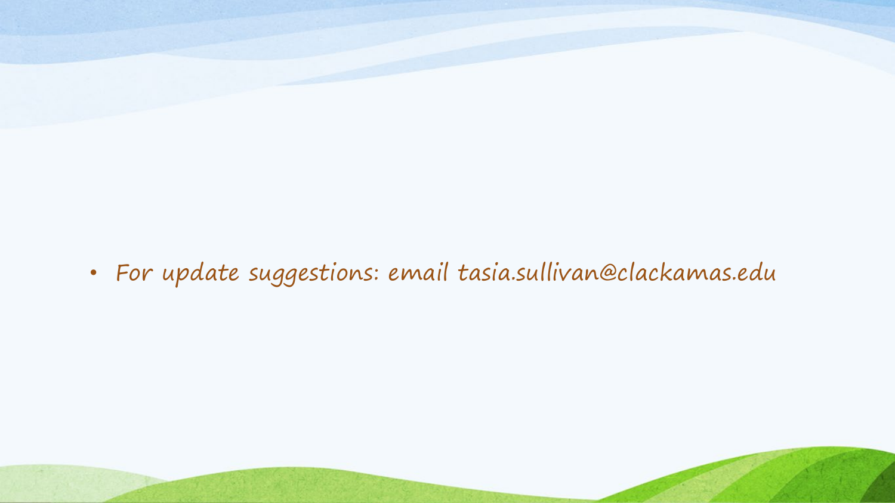- For update suggestions: email tasia.sullivan@clackamas.edu